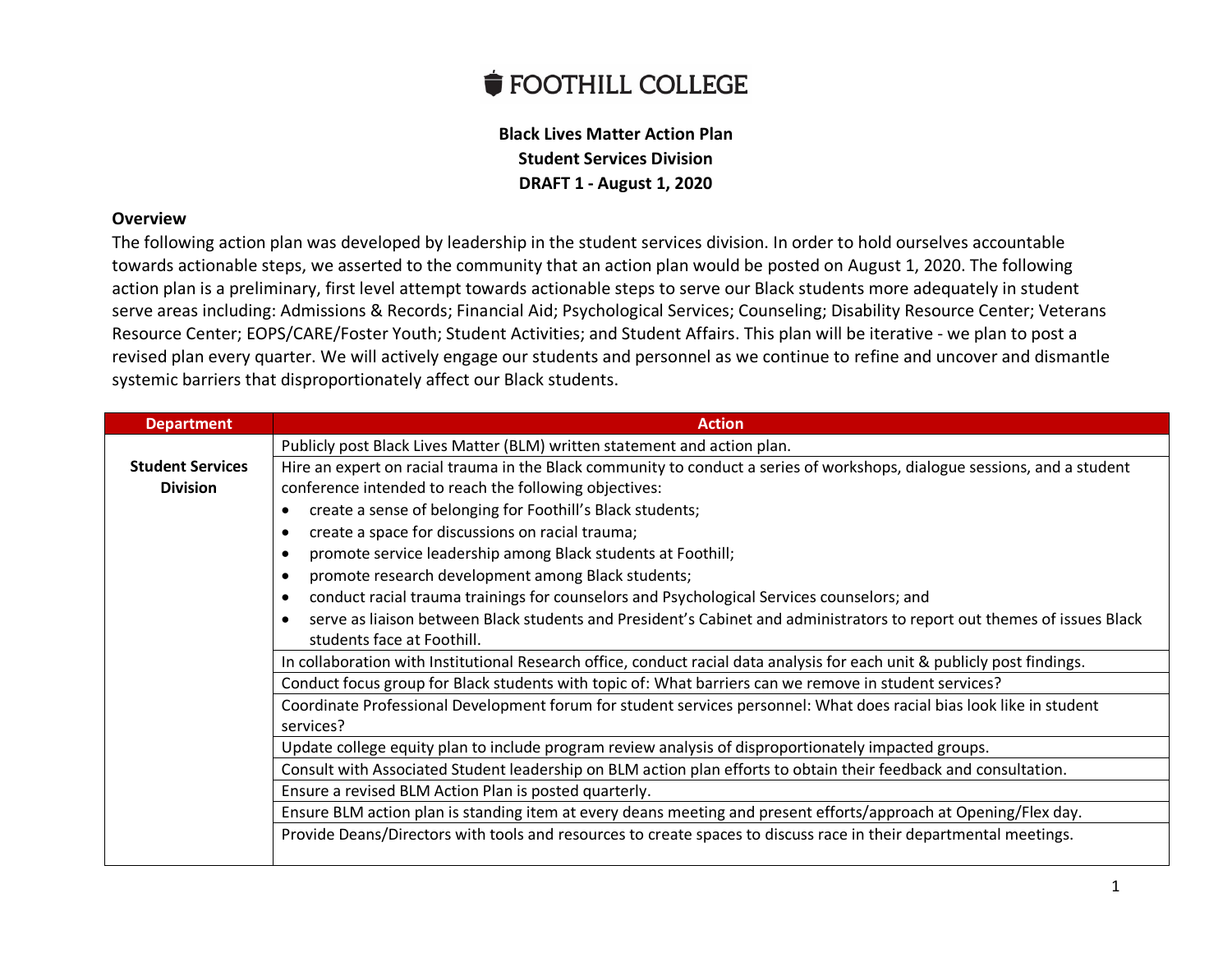# FOOTHILL COLLEGE

**Black Lives Matter Action Plan**
**Student Services Division**
**DRAFT 1 - August 1, 2020**

## Overview

The following action plan was developed by leadership in the student services division. In order to hold ourselves accountable towards actionable steps, we asserted to the community that an action plan would be posted on August 1, 2020. The following action plan is a preliminary, first level attempt towards actionable steps to serve our Black students more adequately in student serve areas including: Admissions & Records; Financial Aid; Psychological Services; Counseling; Disability Resource Center; Veterans Resource Center; EOPS/CARE/Foster Youth; Student Activities; and Student Affairs. This plan will be iterative - we plan to post a revised plan every quarter. We will actively engage our students and personnel as we continue to refine and uncover and dismantle systemic barriers that disproportionately affect our Black students.

| Department | Action |
|---|---|
| **Student Services Division** | Publicly post Black Lives Matter (BLM) written statement and action plan. |
| | Hire an expert on racial trauma in the Black community to conduct a series of workshops, dialogue sessions, and a student conference intended to reach the following objectives:<br>• create a sense of belonging for Foothill's Black students;<br>• create a space for discussions on racial trauma;<br>• promote service leadership among Black students at Foothill;<br>• promote research development among Black students;<br>• conduct racial trauma trainings for counselors and Psychological Services counselors; and<br>• serve as liaison between Black students and President's Cabinet and administrators to report out themes of issues Black students face at Foothill. |
| | In collaboration with Institutional Research office, conduct racial data analysis for each unit & publicly post findings. |
| | Conduct focus group for Black students with topic of: What barriers can we remove in student services? |
| | Coordinate Professional Development forum for student services personnel: What does racial bias look like in student services? |
| | Update college equity plan to include program review analysis of disproportionately impacted groups. |
| | Consult with Associated Student leadership on BLM action plan efforts to obtain their feedback and consultation. |
| | Ensure a revised BLM Action Plan is posted quarterly. |
| | Ensure BLM action plan is standing item at every deans meeting and present efforts/approach at Opening/Flex day. |
| | Provide Deans/Directors with tools and resources to create spaces to discuss race in their departmental meetings. |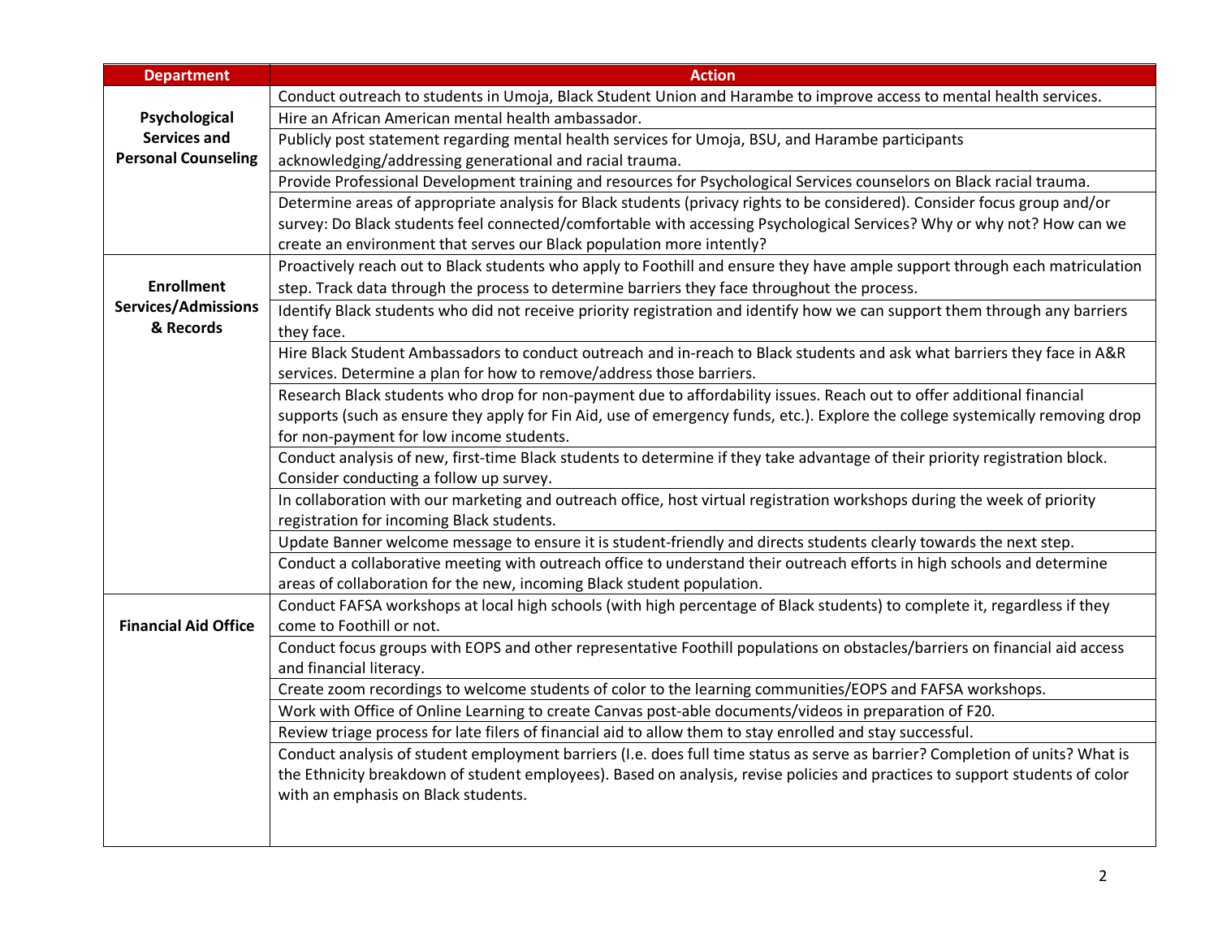| Department | Action |
| --- | --- |
| **Psychological Services and Personal Counseling** | Conduct outreach to students in Umoja, Black Student Union and Harambe to improve access to mental health services. |
| | Hire an African American mental health ambassador. |
| | Publicly post statement regarding mental health services for Umoja, BSU, and Harambe participants acknowledging/addressing generational and racial trauma. |
| | Provide Professional Development training and resources for Psychological Services counselors on Black racial trauma. |
| | Determine areas of appropriate analysis for Black students (privacy rights to be considered). Consider focus group and/or survey: Do Black students feel connected/comfortable with accessing Psychological Services? Why or why not? How can we create an environment that serves our Black population more intently? |
| **Enrollment Services/Admissions & Records** | Proactively reach out to Black students who apply to Foothill and ensure they have ample support through each matriculation step. Track data through the process to determine barriers they face throughout the process. |
| | Identify Black students who did not receive priority registration and identify how we can support them through any barriers they face. |
| | Hire Black Student Ambassadors to conduct outreach and in-reach to Black students and ask what barriers they face in A&R services. Determine a plan for how to remove/address those barriers. |
| | Research Black students who drop for non-payment due to affordability issues. Reach out to offer additional financial supports (such as ensure they apply for Fin Aid, use of emergency funds, etc.). Explore the college systemically removing drop for non-payment for low income students. |
| | Conduct analysis of new, first-time Black students to determine if they take advantage of their priority registration block. Consider conducting a follow up survey. |
| | In collaboration with our marketing and outreach office, host virtual registration workshops during the week of priority registration for incoming Black students. |
| | Update Banner welcome message to ensure it is student-friendly and directs students clearly towards the next step. |
| | Conduct a collaborative meeting with outreach office to understand their outreach efforts in high schools and determine areas of collaboration for the new, incoming Black student population. |
| **Financial Aid Office** | Conduct FAFSA workshops at local high schools (with high percentage of Black students) to complete it, regardless if they come to Foothill or not. |
| | Conduct focus groups with EOPS and other representative Foothill populations on obstacles/barriers on financial aid access and financial literacy. |
| | Create zoom recordings to welcome students of color to the learning communities/EOPS and FAFSA workshops. |
| | Work with Office of Online Learning to create Canvas post-able documents/videos in preparation of F20. |
| | Review triage process for late filers of financial aid to allow them to stay enrolled and stay successful. |
| | Conduct analysis of student employment barriers (I.e. does full time status as serve as barrier? Completion of units? What is the Ethnicity breakdown of student employees). Based on analysis, revise policies and practices to support students of color with an emphasis on Black students. |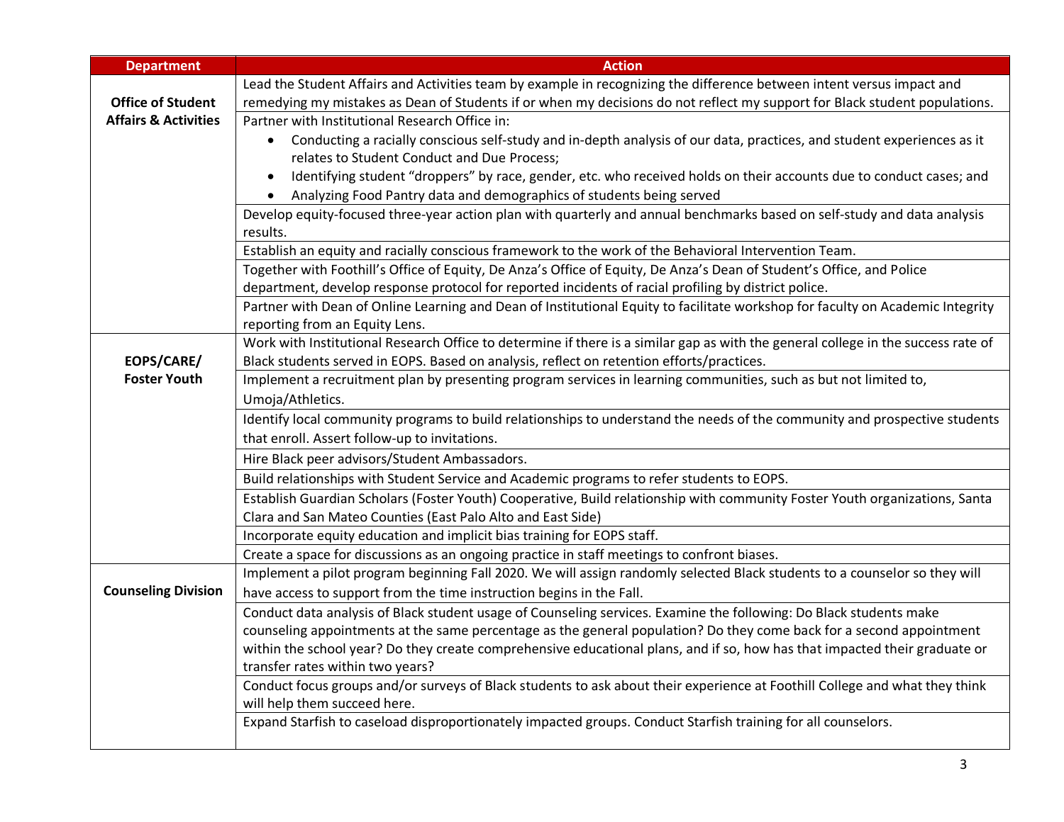| Department | Action |
| --- | --- |
| **Office of Student Affairs & Activities** | Lead the Student Affairs and Activities team by example in recognizing the difference between intent versus impact and remedying my mistakes as Dean of Students if or when my decisions do not reflect my support for Black student populations. |
| | Partner with Institutional Research Office in:<br>• Conducting a racially conscious self-study and in-depth analysis of our data, practices, and student experiences as it relates to Student Conduct and Due Process;<br>• Identifying student "droppers" by race, gender, etc. who received holds on their accounts due to conduct cases; and<br>• Analyzing Food Pantry data and demographics of students being served |
| | Develop equity-focused three-year action plan with quarterly and annual benchmarks based on self-study and data analysis results. |
| | Establish an equity and racially conscious framework to the work of the Behavioral Intervention Team. |
| | Together with Foothill's Office of Equity, De Anza's Office of Equity, De Anza's Dean of Student's Office, and Police department, develop response protocol for reported incidents of racial profiling by district police. |
| | Partner with Dean of Online Learning and Dean of Institutional Equity to facilitate workshop for faculty on Academic Integrity reporting from an Equity Lens. |
| **EOPS/CARE/ Foster Youth** | Work with Institutional Research Office to determine if there is a similar gap as with the general college in the success rate of Black students served in EOPS. Based on analysis, reflect on retention efforts/practices. |
| | Implement a recruitment plan by presenting program services in learning communities, such as but not limited to, Umoja/Athletics. |
| | Identify local community programs to build relationships to understand the needs of the community and prospective students that enroll. Assert follow-up to invitations. |
| | Hire Black peer advisors/Student Ambassadors. |
| | Build relationships with Student Service and Academic programs to refer students to EOPS. |
| | Establish Guardian Scholars (Foster Youth) Cooperative, Build relationship with community Foster Youth organizations, Santa Clara and San Mateo Counties (East Palo Alto and East Side) |
| | Incorporate equity education and implicit bias training for EOPS staff. |
| | Create a space for discussions as an ongoing practice in staff meetings to confront biases. |
| **Counseling Division** | Implement a pilot program beginning Fall 2020. We will assign randomly selected Black students to a counselor so they will have access to support from the time instruction begins in the Fall. |
| | Conduct data analysis of Black student usage of Counseling services. Examine the following: Do Black students make counseling appointments at the same percentage as the general population? Do they come back for a second appointment within the school year? Do they create comprehensive educational plans, and if so, how has that impacted their graduate or transfer rates within two years? |
| | Conduct focus groups and/or surveys of Black students to ask about their experience at Foothill College and what they think will help them succeed here. |
| | Expand Starfish to caseload disproportionately impacted groups. Conduct Starfish training for all counselors. |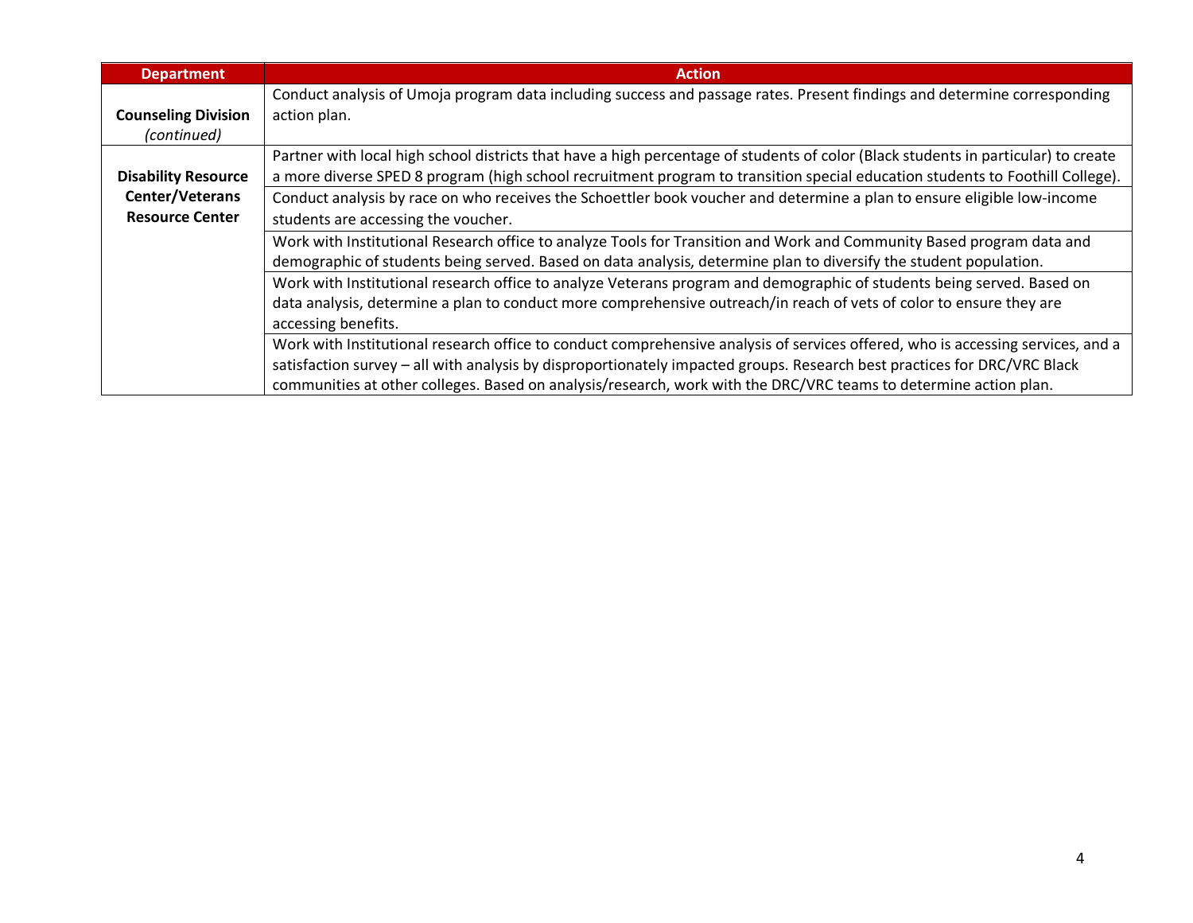| Department | Action |
|---|---|
| **Counseling Division** *(continued)* | Conduct analysis of Umoja program data including success and passage rates. Present findings and determine corresponding action plan. |
| **Disability Resource Center/Veterans Resource Center** | Partner with local high school districts that have a high percentage of students of color (Black students in particular) to create a more diverse SPED 8 program (high school recruitment program to transition special education students to Foothill College). |
| | Conduct analysis by race on who receives the Schoettler book voucher and determine a plan to ensure eligible low-income students are accessing the voucher. |
| | Work with Institutional Research office to analyze Tools for Transition and Work and Community Based program data and demographic of students being served. Based on data analysis, determine plan to diversify the student population. |
| | Work with Institutional research office to analyze Veterans program and demographic of students being served. Based on data analysis, determine a plan to conduct more comprehensive outreach/in reach of vets of color to ensure they are accessing benefits. |
| | Work with Institutional research office to conduct comprehensive analysis of services offered, who is accessing services, and a satisfaction survey – all with analysis by disproportionately impacted groups. Research best practices for DRC/VRC Black communities at other colleges. Based on analysis/research, work with the DRC/VRC teams to determine action plan. |